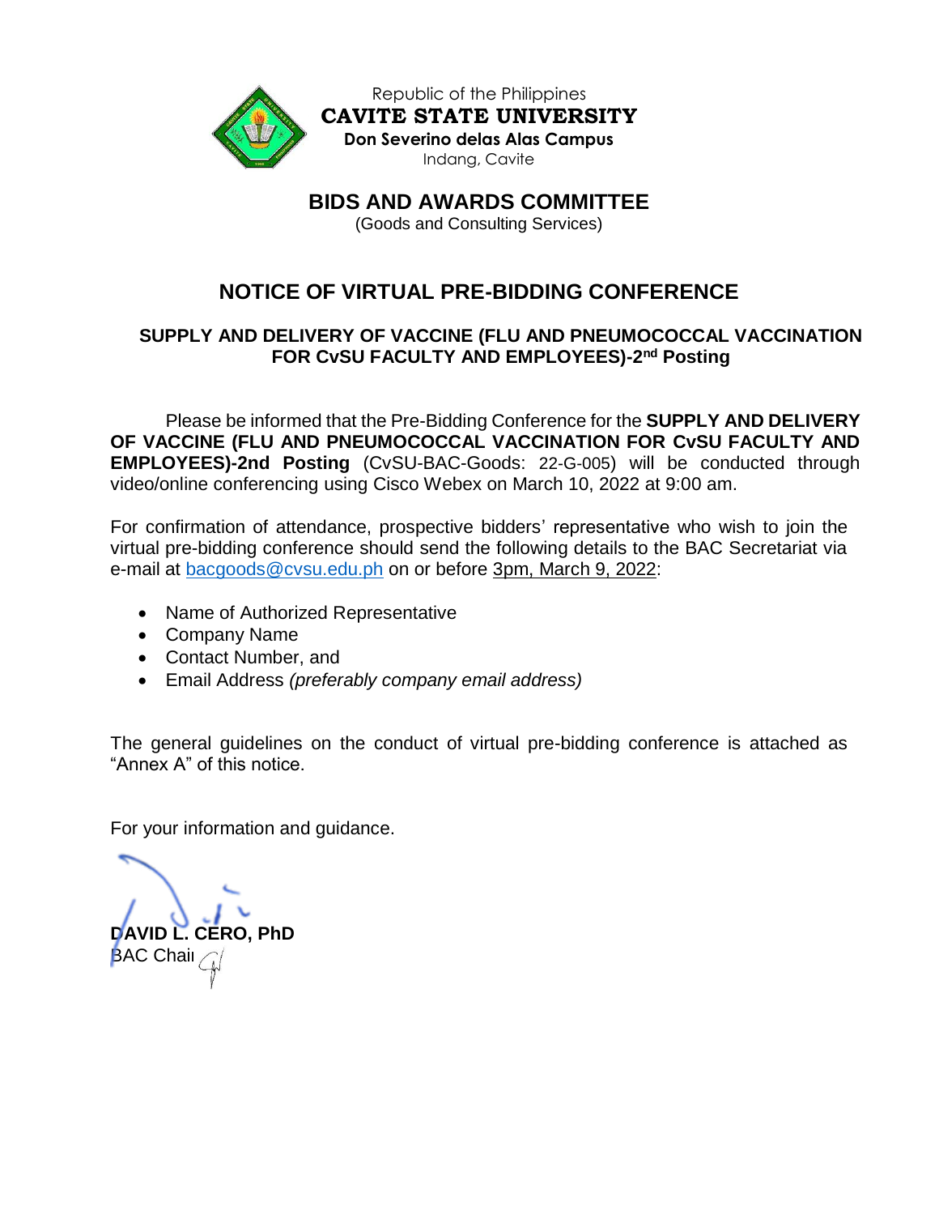Republic of the Philippines
**CAVITE STATE UNIVERSITY**
**Don Severino delas Alas Campus**
Indang, Cavite

# BIDS AND AWARDS COMMITTEE

(Goods and Consulting Services)

## NOTICE OF VIRTUAL PRE-BIDDING CONFERENCE

### SUPPLY AND DELIVERY OF VACCINE (FLU AND PNEUMOCOCCAL VACCINATION FOR CvSU FACULTY AND EMPLOYEES)-2nd Posting

Please be informed that the Pre-Bidding Conference for the **SUPPLY AND DELIVERY OF VACCINE (FLU AND PNEUMOCOCCAL VACCINATION FOR CvSU FACULTY AND EMPLOYEES)-2nd Posting** (CvSU-BAC-Goods: 22-G-005) will be conducted through video/online conferencing using Cisco Webex on March 10, 2022 at 9:00 am.

For confirmation of attendance, prospective bidders' representative who wish to join the virtual pre-bidding conference should send the following details to the BAC Secretariat via e-mail at bacgoods@cvsu.edu.ph on or before 3pm, March 9, 2022:

- Name of Authorized Representative
- Company Name
- Contact Number, and
- Email Address *(preferably company email address)*

The general guidelines on the conduct of virtual pre-bidding conference is attached as "Annex A" of this notice.

For your information and guidance.

**DAVID L. CERO, PhD**
BAC Chair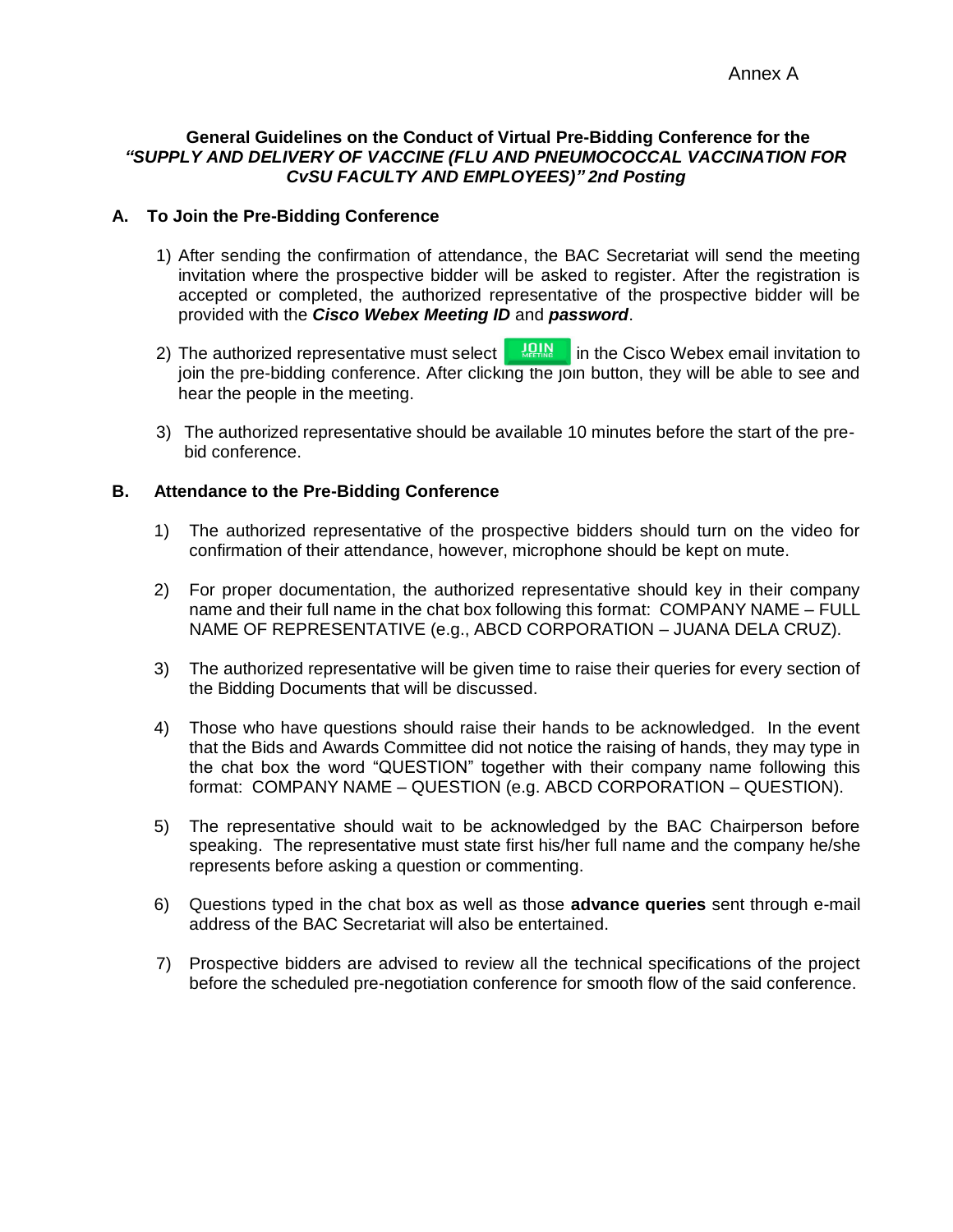Annex A

**General Guidelines on the Conduct of Virtual Pre-Bidding Conference for the *"SUPPLY AND DELIVERY OF VACCINE (FLU AND PNEUMOCOCCAL VACCINATION FOR CvSU FACULTY AND EMPLOYEES)" 2nd Posting***

## A. To Join the Pre-Bidding Conference

1) After sending the confirmation of attendance, the BAC Secretariat will send the meeting invitation where the prospective bidder will be asked to register. After the registration is accepted or completed, the authorized representative of the prospective bidder will be provided with the ***Cisco Webex Meeting ID*** and ***password***.

2) The authorized representative must select JOIN MEETING in the Cisco Webex email invitation to join the pre-bidding conference. After clicking the join button, they will be able to see and hear the people in the meeting.

3) The authorized representative should be available 10 minutes before the start of the pre-bid conference.

## B. Attendance to the Pre-Bidding Conference

1) The authorized representative of the prospective bidders should turn on the video for confirmation of their attendance, however, microphone should be kept on mute.

2) For proper documentation, the authorized representative should key in their company name and their full name in the chat box following this format: COMPANY NAME – FULL NAME OF REPRESENTATIVE (e.g., ABCD CORPORATION – JUANA DELA CRUZ).

3) The authorized representative will be given time to raise their queries for every section of the Bidding Documents that will be discussed.

4) Those who have questions should raise their hands to be acknowledged. In the event that the Bids and Awards Committee did not notice the raising of hands, they may type in the chat box the word "QUESTION" together with their company name following this format: COMPANY NAME – QUESTION (e.g. ABCD CORPORATION – QUESTION).

5) The representative should wait to be acknowledged by the BAC Chairperson before speaking. The representative must state first his/her full name and the company he/she represents before asking a question or commenting.

6) Questions typed in the chat box as well as those **advance queries** sent through e-mail address of the BAC Secretariat will also be entertained.

7) Prospective bidders are advised to review all the technical specifications of the project before the scheduled pre-negotiation conference for smooth flow of the said conference.